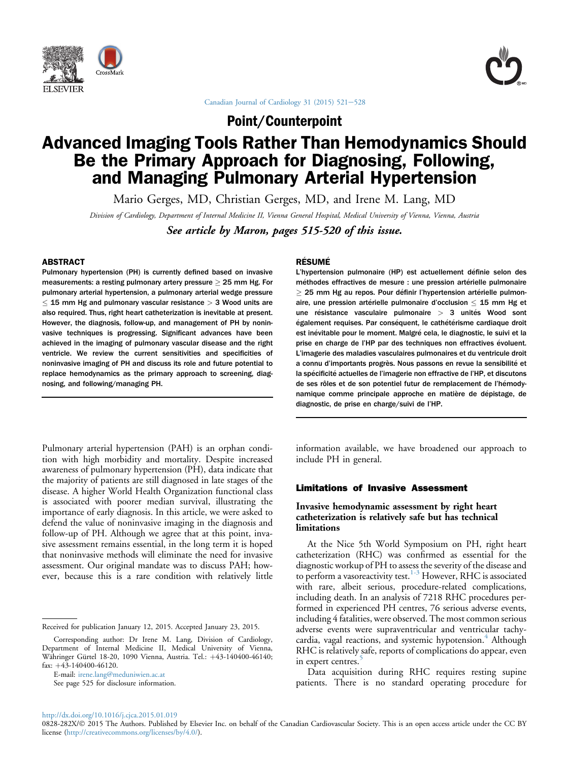Point/Counterpoint

# Advanced Imaging Tools Rather Than Hemodynamics Should Be the Primary Approach for Diagnosing, Following, and Managing Pulmonary Arterial Hypertension

Mario Gerges, MD, Christian Gerges, MD, and Irene M. Lang, MD

*Division of Cardiology, Department of Internal Medicine II, Vienna General Hospital, Medical University of Vienna, Vienna, Austria*

***See article by Maron, pages 515-520 of this issue.***

## ABSTRACT

Pulmonary hypertension (PH) is currently defined based on invasive measurements: a resting pulmonary artery pressure $\geq$ 25 mm Hg. For pulmonary arterial hypertension, a pulmonary arterial wedge pressure $\leq$ 15 mm Hg and pulmonary vascular resistance $>$ 3 Wood units are also required. Thus, right heart catheterization is inevitable at present. However, the diagnosis, follow-up, and management of PH by noninvasive techniques is progressing. Significant advances have been achieved in the imaging of pulmonary vascular disease and the right ventricle. We review the current sensitivities and specificities of noninvasive imaging of PH and discuss its role and future potential to replace hemodynamics as the primary approach to screening, diagnosing, and following/managing PH.

## RÉSUMÉ

L'hypertension pulmonaire (HP) est actuellement définie selon des méthodes effractives de mesure : une pression artérielle pulmonaire $\geq$ 25 mm Hg au repos. Pour définir l'hypertension artérielle pulmonaire, une pression artérielle pulmonaire d'occlusion $\leq$ 15 mm Hg et une résistance vasculaire pulmonaire $>$ 3 unités Wood sont également requises. Par conséquent, le cathétérisme cardiaque droit est inévitable pour le moment. Malgré cela, le diagnostic, le suivi et la prise en charge de l'HP par des techniques non effractives évoluent. L'imagerie des maladies vasculaires pulmonaires et du ventricule droit a connu d'importants progrès. Nous passons en revue la sensibilité et la spécificité actuelles de l'imagerie non effractive de l'HP, et discutons de ses rôles et de son potentiel futur de remplacement de l'hémodynamique comme principale approche en matière de dépistage, de diagnostic, de prise en charge/suivi de l'HP.

Pulmonary arterial hypertension (PAH) is an orphan condition with high morbidity and mortality. Despite increased awareness of pulmonary hypertension (PH), data indicate that the majority of patients are still diagnosed in late stages of the disease. A higher World Health Organization functional class is associated with poorer median survival, illustrating the importance of early diagnosis. In this article, we were asked to defend the value of noninvasive imaging in the diagnosis and follow-up of PH. Although we agree that at this point, invasive assessment remains essential, in the long term it is hoped that noninvasive methods will eliminate the need for invasive assessment. Our original mandate was to discuss PAH; however, because this is a rare condition with relatively little information available, we have broadened our approach to include PH in general.

## Limitations of Invasive Assessment

### Invasive hemodynamic assessment by right heart catheterization is relatively safe but has technical limitations

At the Nice 5th World Symposium on PH, right heart catheterization (RHC) was confirmed as essential for the diagnostic workup of PH to assess the severity of the disease and to perform a vasoreactivity test.[1-3] However, RHC is associated with rare, albeit serious, procedure-related complications, including death. In an analysis of 7218 RHC procedures performed in experienced PH centres, 76 serious adverse events, including 4 fatalities, were observed. The most common serious adverse events were supraventricular and ventricular tachycardia, vagal reactions, and systemic hypotension.[4] Although RHC is relatively safe, reports of complications do appear, even in expert centres.[5]

Data acquisition during RHC requires resting supine patients. There is no standard operating procedure for

Received for publication January 12, 2015. Accepted January 23, 2015.

Corresponding author: Dr Irene M. Lang, Division of Cardiology, Department of Internal Medicine II, Medical University of Vienna, Währinger Gürtel 18-20, 1090 Vienna, Austria. Tel.: +43-140400-46140; fax: +43-140400-46120.

E-mail: irene.lang@meduniwien.ac.at

See page 525 for disclosure information.

http://dx.doi.org/10.1016/j.cjca.2015.01.019

0828-282X/© 2015 The Authors. Published by Elsevier Inc. on behalf of the Canadian Cardiovascular Society. This is an open access article under the CC BY license (http://creativecommons.org/licenses/by/4.0/).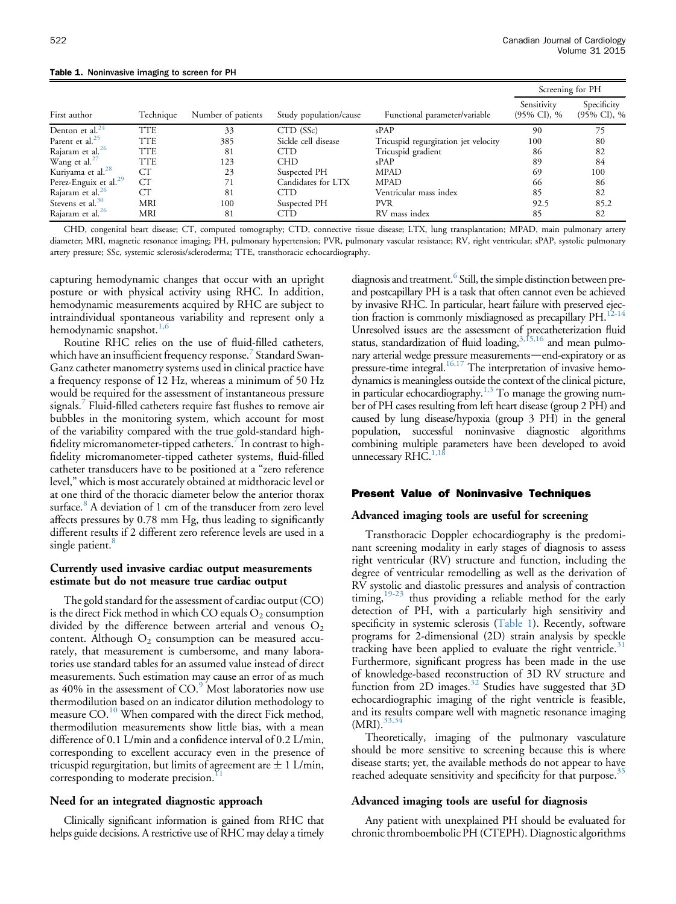**Table 1.** Noninvasive imaging to screen for PH

| First author | Technique | Number of patients | Study population/cause | Functional parameter/variable | Screening for PH | |
|---|---|---|---|---|---|---|
| | | | | | Sensitivity (95% CI), % | Specificity (95% CI), % |
| Denton et al.[24] | TTE | 33 | CTD (SSc) | sPAP | 90 | 75 |
| Parent et al.[25] | TTE | 385 | Sickle cell disease | Tricuspid regurgitation jet velocity | 100 | 80 |
| Rajaram et al.[26] | TTE | 81 | CTD | Tricuspid gradient | 86 | 82 |
| Wang et al.[27] | TTE | 123 | CHD | sPAP | 89 | 84 |
| Kuriyama et al.[28] | CT | 23 | Suspected PH | MPAD | 69 | 100 |
| Perez-Enguix et al.[29] | CT | 71 | Candidates for LTX | MPAD | 66 | 86 |
| Rajaram et al.[26] | CT | 81 | CTD | Ventricular mass index | 85 | 82 |
| Stevens et al.[30] | MRI | 100 | Suspected PH | PVR | 92.5 | 85.2 |
| Rajaram et al.[26] | MRI | 81 | CTD | RV mass index | 85 | 82 |

CHD, congenital heart disease; CT, computed tomography; CTD, connective tissue disease; LTX, lung transplantation; MPAD, main pulmonary artery diameter; MRI, magnetic resonance imaging; PH, pulmonary hypertension; PVR, pulmonary vascular resistance; RV, right ventricular; sPAP, systolic pulmonary artery pressure; SSc, systemic sclerosis/scleroderma; TTE, transthoracic echocardiography.

capturing hemodynamic changes that occur with an upright posture or with physical activity using RHC. In addition, hemodynamic measurements acquired by RHC are subject to intraindividual spontaneous variability and represent only a hemodynamic snapshot.[1,6]

Routine RHC relies on the use of fluid-filled catheters, which have an insufficient frequency response.[7] Standard Swan-Ganz catheter manometry systems used in clinical practice have a frequency response of 12 Hz, whereas a minimum of 50 Hz would be required for the assessment of instantaneous pressure signals.[7] Fluid-filled catheters require fast flushes to remove air bubbles in the monitoring system, which account for most of the variability compared with the true gold-standard high-fidelity micromanometer-tipped catheters.[7] In contrast to high-fidelity micromanometer-tipped catheter systems, fluid-filled catheter transducers have to be positioned at a "zero reference level," which is most accurately obtained at midthoracic level or at one third of the thoracic diameter below the anterior thorax surface.[8] A deviation of 1 cm of the transducer from zero level affects pressures by 0.78 mm Hg, thus leading to significantly different results if 2 different zero reference levels are used in a single patient.[8]

### Currently used invasive cardiac output measurements estimate but do not measure true cardiac output

The gold standard for the assessment of cardiac output (CO) is the direct Fick method in which CO equals $O_2$ consumption divided by the difference between arterial and venous $O_2$ content. Although $O_2$ consumption can be measured accurately, that measurement is cumbersome, and many laboratories use standard tables for an assumed value instead of direct measurements. Such estimation may cause an error of as much as 40% in the assessment of CO.[9] Most laboratories now use thermodilution based on an indicator dilution methodology to measure CO.[10] When compared with the direct Fick method, thermodilution measurements show little bias, with a mean difference of 0.1 L/min and a confidence interval of 0.2 L/min, corresponding to excellent accuracy even in the presence of tricuspid regurgitation, but limits of agreement are ± 1 L/min, corresponding to moderate precision.[11]

### Need for an integrated diagnostic approach

Clinically significant information is gained from RHC that helps guide decisions. A restrictive use of RHC may delay a timely diagnosis and treatment.[6] Still, the simple distinction between pre- and postcapillary PH is a task that often cannot even be achieved by invasive RHC. In particular, heart failure with preserved ejection fraction is commonly misdiagnosed as precapillary PH.[12-14] Unresolved issues are the assessment of precatheterization fluid status, standardization of fluid loading,[3,15,16] and mean pulmonary arterial wedge pressure measurements—end-expiratory or as pressure-time integral.[16,17] The interpretation of invasive hemodynamics is meaningless outside the context of the clinical picture, in particular echocardiography.[1,3] To manage the growing number of PH cases resulting from left heart disease (group 2 PH) and caused by lung disease/hypoxia (group 3 PH) in the general population, successful noninvasive diagnostic algorithms combining multiple parameters have been developed to avoid unnecessary RHC.[1,18]

## Present Value of Noninvasive Techniques

### Advanced imaging tools are useful for screening

Transthoracic Doppler echocardiography is the predominant screening modality in early stages of diagnosis to assess right ventricular (RV) structure and function, including the degree of ventricular remodelling as well as the derivation of RV systolic and diastolic pressures and analysis of contraction timing,[19-23] thus providing a reliable method for the early detection of PH, with a particularly high sensitivity and specificity in systemic sclerosis (Table 1). Recently, software programs for 2-dimensional (2D) strain analysis by speckle tracking have been applied to evaluate the right ventricle.[31] Furthermore, significant progress has been made in the use of knowledge-based reconstruction of 3D RV structure and function from 2D images.[32] Studies have suggested that 3D echocardiographic imaging of the right ventricle is feasible, and its results compare well with magnetic resonance imaging (MRI).[33,34]

Theoretically, imaging of the pulmonary vasculature should be more sensitive to screening because this is where disease starts; yet, the available methods do not appear to have reached adequate sensitivity and specificity for that purpose.[35]

### Advanced imaging tools are useful for diagnosis

Any patient with unexplained PH should be evaluated for chronic thromboembolic PH (CTEPH). Diagnostic algorithms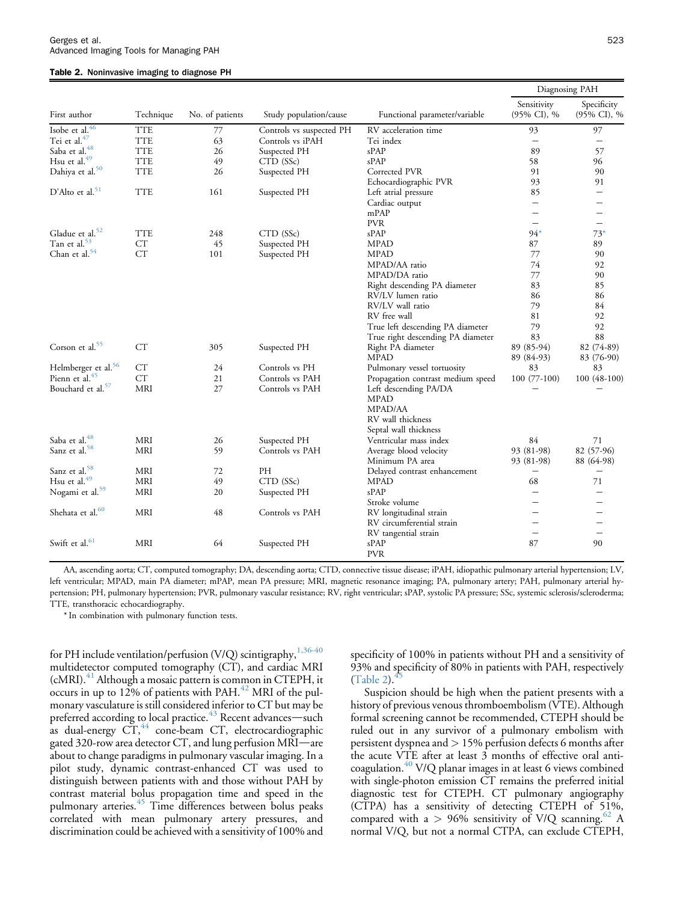**Table 2.** Noninvasive imaging to diagnose PH

| First author | Technique | No. of patients | Study population/cause | Functional parameter/variable | Diagnosing PAH Sensitivity (95% CI), % | Diagnosing PAH Specificity (95% CI), % |
|---|---|---|---|---|---|---|
| Isobe et al.[46] | TTE | 77 | Controls vs suspected PH | RV acceleration time | 93 | 97 |
| Tei et al.[47] | TTE | 63 | Controls vs iPAH | Tei index | — | — |
| Saba et al.[48] | TTE | 26 | Suspected PH | sPAP | 89 | 57 |
| Hsu et al.[49] | TTE | 49 | CTD (SSc) | sPAP | 58 | 96 |
| Dahiya et al.[50] | TTE | 26 | Suspected PH | Corrected PVR | 91 | 90 |
| | | | | Echocardiographic PVR | 93 | 91 |
| D'Alto et al.[51] | TTE | 161 | Suspected PH | Left atrial pressure | 85 | — |
| | | | | Cardiac output | — | — |
| | | | | mPAP | — | — |
| | | | | PVR | — | — |
| Gladue et al.[52] | TTE | 248 | CTD (SSc) | sPAP | 94* | 73* |
| Tan et al.[53] | CT | 45 | Suspected PH | MPAD | 87 | 89 |
| Chan et al.[54] | CT | 101 | Suspected PH | MPAD | 77 | 90 |
| | | | | MPAD/AA ratio | 74 | 92 |
| | | | | MPAD/DA ratio | 77 | 90 |
| | | | | Right descending PA diameter | 83 | 85 |
| | | | | RV/LV lumen ratio | 86 | 86 |
| | | | | RV/LV wall ratio | 79 | 84 |
| | | | | RV free wall | 81 | 92 |
| | | | | True left descending PA diameter | 79 | 92 |
| | | | | True right descending PA diameter | 83 | 88 |
| Corson et al.[55] | CT | 305 | Suspected PH | Right PA diameter | 89 (85-94) | 82 (74-89) |
| | | | | MPAD | 89 (84-93) | 83 (76-90) |
| Helmberger et al.[56] | CT | 24 | Controls vs PH | Pulmonary vessel tortuosity | 83 | 83 |
| Pienn et al.[45] | CT | 21 | Controls vs PAH | Propagation contrast medium speed | 100 (77-100) | 100 (48-100) |
| Bouchard et al.[57] | MRI | 27 | Controls vs PAH | Left descending PA/DA | — | — |
| | | | | MPAD | | |
| | | | | MPAD/AA | | |
| | | | | RV wall thickness | | |
| | | | | Septal wall thickness | | |
| Saba et al.[48] | MRI | 26 | Suspected PH | Ventricular mass index | 84 | 71 |
| Sanz et al.[58] | MRI | 59 | Controls vs PAH | Average blood velocity | 93 (81-98) | 82 (57-96) |
| | | | | Minimum PA area | 93 (81-98) | 88 (64-98) |
| Sanz et al.[58] | MRI | 72 | PH | Delayed contrast enhancement | — | — |
| Hsu et al.[49] | MRI | 49 | CTD (SSc) | MPAD | 68 | 71 |
| Nogami et al.[59] | MRI | 20 | Suspected PH | sPAP | — | — |
| | | | | Stroke volume | — | — |
| Shehata et al.[60] | MRI | 48 | Controls vs PAH | RV longitudinal strain | — | — |
| | | | | RV circumferential strain | — | — |
| | | | | RV tangential strain | — | — |
| Swift et al.[61] | MRI | 64 | Suspected PH | sPAP | 87 | 90 |
| | | | | PVR | | |

AA, ascending aorta; CT, computed tomography; DA, descending aorta; CTD, connective tissue disease; iPAH, idiopathic pulmonary arterial hypertension; LV, left ventricular; MPAD, main PA diameter; mPAP, mean PA pressure; MRI, magnetic resonance imaging; PA, pulmonary artery; PAH, pulmonary arterial hypertension; PH, pulmonary hypertension; PVR, pulmonary vascular resistance; RV, right ventricular; sPAP, systolic PA pressure; SSc, systemic sclerosis/scleroderma; TTE, transthoracic echocardiography.

\* In combination with pulmonary function tests.

for PH include ventilation/perfusion (V/Q) scintigraphy,[1,36-40] multidetector computed tomography (CT), and cardiac MRI (cMRI).[41] Although a mosaic pattern is common in CTEPH, it occurs in up to 12% of patients with PAH.[42] MRI of the pulmonary vasculature is still considered inferior to CT but may be preferred according to local practice.[43] Recent advances—such as dual-energy CT,[44] cone-beam CT, electrocardiographic gated 320-row area detector CT, and lung perfusion MRI—are about to change paradigms in pulmonary vascular imaging. In a pilot study, dynamic contrast-enhanced CT was used to distinguish between patients with and those without PAH by contrast material bolus propagation time and speed in the pulmonary arteries.[45] Time differences between bolus peaks correlated with mean pulmonary artery pressures, and discrimination could be achieved with a sensitivity of 100% and specificity of 100% in patients without PH and a sensitivity of 93% and specificity of 80% in patients with PAH, respectively (Table 2).[45]

Suspicion should be high when the patient presents with a history of previous venous thromboembolism (VTE). Although formal screening cannot be recommended, CTEPH should be ruled out in any survivor of a pulmonary embolism with persistent dyspnea and > 15% perfusion defects 6 months after the acute VTE after at least 3 months of effective oral anticoagulation.[40] V/Q planar images in at least 6 views combined with single-photon emission CT remains the preferred initial diagnostic test for CTEPH. CT pulmonary angiography (CTPA) has a sensitivity of detecting CTEPH of 51%, compared with a > 96% sensitivity of V/Q scanning.[62] A normal V/Q, but not a normal CTPA, can exclude CTEPH,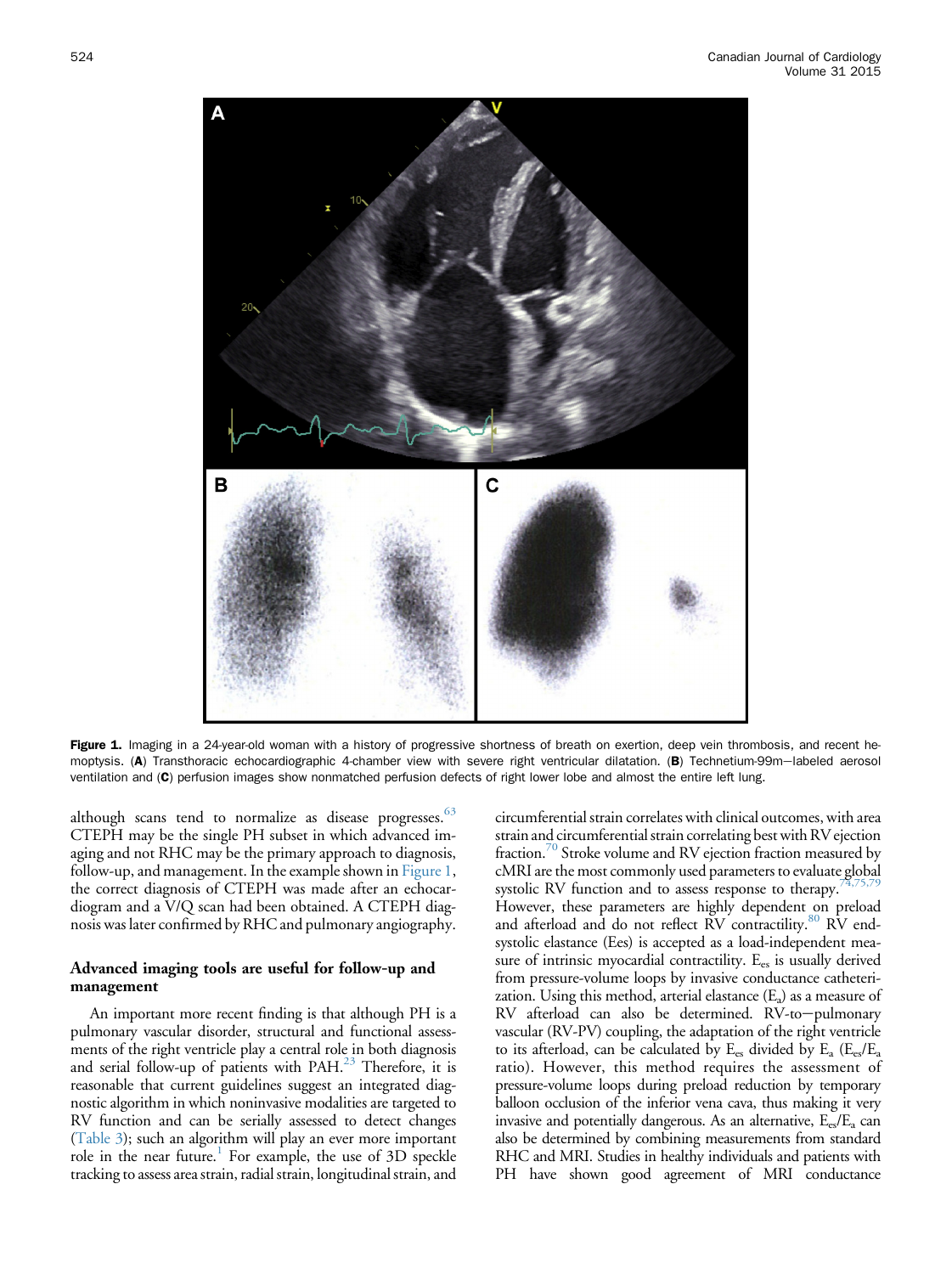Figure 1. Imaging in a 24-year-old woman with a history of progressive shortness of breath on exertion, deep vein thrombosis, and recent hemoptysis. (A) Transthoracic echocardiographic 4-chamber view with severe right ventricular dilatation. (B) Technetium-99m–labeled aerosol ventilation and (C) perfusion images show nonmatched perfusion defects of right lower lobe and almost the entire left lung.

although scans tend to normalize as disease progresses.[63] CTEPH may be the single PH subset in which advanced imaging and not RHC may be the primary approach to diagnosis, follow-up, and management. In the example shown in Figure 1, the correct diagnosis of CTEPH was made after an echocardiogram and a V/Q scan had been obtained. A CTEPH diagnosis was later confirmed by RHC and pulmonary angiography.

## Advanced imaging tools are useful for follow-up and management

An important more recent finding is that although PH is a pulmonary vascular disorder, structural and functional assessments of the right ventricle play a central role in both diagnosis and serial follow-up of patients with PAH.[23] Therefore, it is reasonable that current guidelines suggest an integrated diagnostic algorithm in which noninvasive modalities are targeted to RV function and can be serially assessed to detect changes (Table 3); such an algorithm will play an ever more important role in the near future.[1] For example, the use of 3D speckle tracking to assess area strain, radial strain, longitudinal strain, and circumferential strain correlates with clinical outcomes, with area strain and circumferential strain correlating best with RV ejection fraction.[70] Stroke volume and RV ejection fraction measured by cMRI are the most commonly used parameters to evaluate global systolic RV function and to assess response to therapy.[74,75,79] However, these parameters are highly dependent on preload and afterload and do not reflect RV contractility.[80] RV end-systolic elastance (Ees) is accepted as a load-independent measure of intrinsic myocardial contractility. $E_{es}$ is usually derived from pressure-volume loops by invasive conductance catheterization. Using this method, arterial elastance ($E_a$) as a measure of RV afterload can also be determined. RV-to–pulmonary vascular (RV-PV) coupling, the adaptation of the right ventricle to its afterload, can be calculated by $E_{es}$ divided by $E_a$ ($E_{es}/E_a$ ratio). However, this method requires the assessment of pressure-volume loops during preload reduction by temporary balloon occlusion of the inferior vena cava, thus making it very invasive and potentially dangerous. As an alternative, $E_{es}/E_a$ can also be determined by combining measurements from standard RHC and MRI. Studies in healthy individuals and patients with PH have shown good agreement of MRI conductance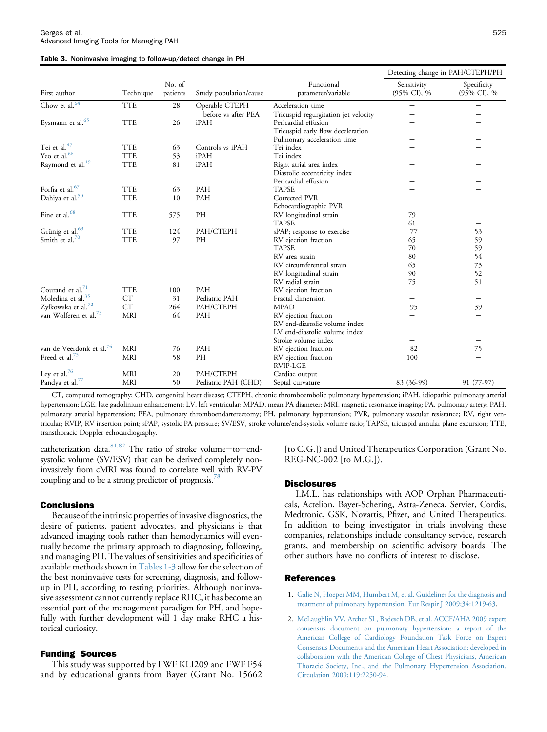**Table 3. Noninvasive imaging to follow-up/detect change in PH**

| First author | Technique | No. of patients | Study population/cause | Functional parameter/variable | Detecting change in PAH/CTEPH/PH | |
|---|---|---|---|---|---|---|
| | | | | | Sensitivity (95% CI), % | Specificity (95% CI), % |
| Chow et al.[64] | TTE | 28 | Operable CTEPH before vs after PEA | Acceleration time | – | – |
| | | | | Tricuspid regurgitation jet velocity | – | – |
| Eysmann et al.[65] | TTE | 26 | iPAH | Pericardial effusion | – | – |
| | | | | Tricuspid early flow deceleration | – | – |
| | | | | Pulmonary acceleration time | – | – |
| Tei et al.[47] | TTE | 63 | Controls vs iPAH | Tei index | – | – |
| Yeo et al.[66] | TTE | 53 | iPAH | Tei index | – | – |
| Raymond et al.[19] | TTE | 81 | iPAH | Right atrial area index | – | – |
| | | | | Diastolic eccentricity index | – | – |
| | | | | Pericardial effusion | – | – |
| Forfia et al.[67] | TTE | 63 | PAH | TAPSE | – | – |
| Dahiya et al.[50] | TTE | 10 | PAH | Corrected PVR | – | – |
| | | | | Echocardiographic PVR | – | – |
| Fine et al.[68] | TTE | 575 | PH | RV longitudinal strain | 79 | – |
| | | | | TAPSE | 61 | – |
| Grünig et al.[69] | TTE | 124 | PAH/CTEPH | sPAP; response to exercise | 77 | 53 |
| Smith et al.[70] | TTE | 97 | PH | RV ejection fraction | 65 | 59 |
| | | | | TAPSE | 70 | 59 |
| | | | | RV area strain | 80 | 54 |
| | | | | RV circumferential strain | 65 | 73 |
| | | | | RV longitudinal strain | 90 | 52 |
| | | | | RV radial strain | 75 | 51 |
| Courand et al.[71] | TTE | 100 | PAH | RV ejection fraction | – | – |
| Moledina et al.[35] | CT | 31 | Pediatric PAH | Fractal dimension | – | – |
| Zylkowska et al.[72] | CT | 264 | PAH/CTEPH | MPAD | 95 | 39 |
| van Wolferen et al.[73] | MRI | 64 | PAH | RV ejection fraction | – | – |
| | | | | RV end-diastolic volume index | – | – |
| | | | | LV end-diastolic volume index | – | – |
| | | | | Stroke volume index | – | – |
| van de Veerdonk et al.[74] | MRI | 76 | PAH | RV ejection fraction | 82 | 75 |
| Freed et al.[75] | MRI | 58 | PH | RV ejection fraction | 100 | – |
| | | | | RVIP-LGE | | |
| Ley et al.[76] | MRI | 20 | PAH/CTEPH | Cardiac output | – | – |
| Pandya et al.[77] | MRI | 50 | Pediatric PAH (CHD) | Septal curvature | 83 (36-99) | 91 (77-97) |

CT, computed tomography; CHD, congenital heart disease; CTEPH, chronic thromboembolic pulmonary hypertension; iPAH, idiopathic pulmonary arterial hypertension; LGE, late gadolinium enhancement; LV, left ventricular; MPAD, mean PA diameter; MRI, magnetic resonance imaging; PA, pulmonary artery; PAH, pulmonary arterial hypertension; PEA, pulmonary thromboendarterectomy; PH, pulmonary hypertension; PVR, pulmonary vascular resistance; RV, right ventricular; RVIP, RV insertion point; sPAP, systolic PA pressure; SV/ESV, stroke volume/end-systolic volume ratio; TAPSE, tricuspid annular plane excursion; TTE, transthoracic Doppler echocardiography.

catheterization data.[81,82] The ratio of stroke volume–to–end-systolic volume (SV/ESV) that can be derived completely noninvasively from cMRI was found to correlate well with RV-PV coupling and to be a strong predictor of prognosis.[78]

## Conclusions

Because of the intrinsic properties of invasive diagnostics, the desire of patients, patient advocates, and physicians is that advanced imaging tools rather than hemodynamics will eventually become the primary approach to diagnosing, following, and managing PH. The values of sensitivities and specificities of available methods shown in Tables 1-3 allow for the selection of the best noninvasive tests for screening, diagnosis, and follow-up in PH, according to testing priorities. Although noninvasive assessment cannot currently replace RHC, it has become an essential part of the management paradigm for PH, and hopefully with further development will 1 day make RHC a historical curiosity.

## Funding Sources

This study was supported by FWF KLI209 and FWF F54 and by educational grants from Bayer (Grant No. 15662 [to C.G.]) and United Therapeutics Corporation (Grant No. REG-NC-002 [to M.G.]).

## Disclosures

I.M.L. has relationships with AOP Orphan Pharmaceuticals, Actelion, Bayer-Schering, Astra-Zeneca, Servier, Cordis, Medtronic, GSK, Novartis, Pfizer, and United Therapeutics. In addition to being investigator in trials involving these companies, relationships include consultancy service, research grants, and membership on scientific advisory boards. The other authors have no conflicts of interest to disclose.

## References

1. Galie N, Hoeper MM, Humbert M, et al. Guidelines for the diagnosis and treatment of pulmonary hypertension. Eur Respir J 2009;34:1219-63.
2. McLaughlin VV, Archer SL, Badesch DB, et al. ACCF/AHA 2009 expert consensus document on pulmonary hypertension: a report of the American College of Cardiology Foundation Task Force on Expert Consensus Documents and the American Heart Association: developed in collaboration with the American College of Chest Physicians, American Thoracic Society, Inc., and the Pulmonary Hypertension Association. Circulation 2009;119:2250-94.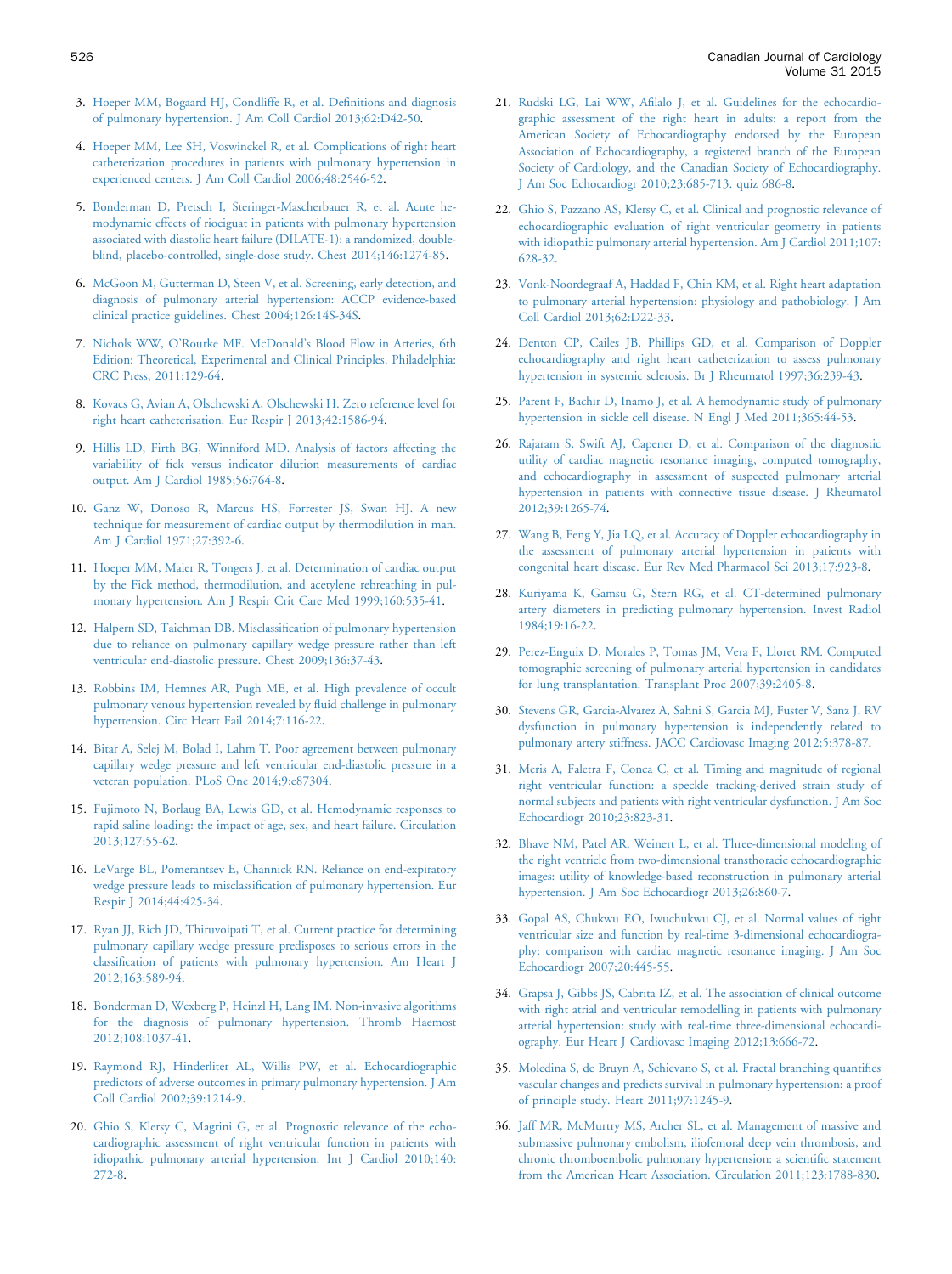3. Hoeper MM, Bogaard HJ, Condliffe R, et al. Definitions and diagnosis of pulmonary hypertension. J Am Coll Cardiol 2013;62:D42-50.

4. Hoeper MM, Lee SH, Voswinckel R, et al. Complications of right heart catheterization procedures in patients with pulmonary hypertension in experienced centers. J Am Coll Cardiol 2006;48:2546-52.

5. Bonderman D, Pretsch I, Steringer-Mascherbauer R, et al. Acute hemodynamic effects of riociguat in patients with pulmonary hypertension associated with diastolic heart failure (DILATE-1): a randomized, double-blind, placebo-controlled, single-dose study. Chest 2014;146:1274-85.

6. McGoon M, Gutterman D, Steen V, et al. Screening, early detection, and diagnosis of pulmonary arterial hypertension: ACCP evidence-based clinical practice guidelines. Chest 2004;126:14S-34S.

7. Nichols WW, O'Rourke MF. McDonald's Blood Flow in Arteries, 6th Edition: Theoretical, Experimental and Clinical Principles. Philadelphia: CRC Press, 2011:129-64.

8. Kovacs G, Avian A, Olschewski A, Olschewski H. Zero reference level for right heart catheterisation. Eur Respir J 2013;42:1586-94.

9. Hillis LD, Firth BG, Winniford MD. Analysis of factors affecting the variability of fick versus indicator dilution measurements of cardiac output. Am J Cardiol 1985;56:764-8.

10. Ganz W, Donoso R, Marcus HS, Forrester JS, Swan HJ. A new technique for measurement of cardiac output by thermodilution in man. Am J Cardiol 1971;27:392-6.

11. Hoeper MM, Maier R, Tongers J, et al. Determination of cardiac output by the Fick method, thermodilution, and acetylene rebreathing in pulmonary hypertension. Am J Respir Crit Care Med 1999;160:535-41.

12. Halpern SD, Taichman DB. Misclassification of pulmonary hypertension due to reliance on pulmonary capillary wedge pressure rather than left ventricular end-diastolic pressure. Chest 2009;136:37-43.

13. Robbins IM, Hemnes AR, Pugh ME, et al. High prevalence of occult pulmonary venous hypertension revealed by fluid challenge in pulmonary hypertension. Circ Heart Fail 2014;7:116-22.

14. Bitar A, Selej M, Bolad I, Lahm T. Poor agreement between pulmonary capillary wedge pressure and left ventricular end-diastolic pressure in a veteran population. PLoS One 2014;9:e87304.

15. Fujimoto N, Borlaug BA, Lewis GD, et al. Hemodynamic responses to rapid saline loading: the impact of age, sex, and heart failure. Circulation 2013;127:55-62.

16. LeVarge BL, Pomerantsev E, Channick RN. Reliance on end-expiratory wedge pressure leads to misclassification of pulmonary hypertension. Eur Respir J 2014;44:425-34.

17. Ryan JJ, Rich JD, Thiruvoipati T, et al. Current practice for determining pulmonary capillary wedge pressure predisposes to serious errors in the classification of patients with pulmonary hypertension. Am Heart J 2012;163:589-94.

18. Bonderman D, Wexberg P, Heinzl H, Lang IM. Non-invasive algorithms for the diagnosis of pulmonary hypertension. Thromb Haemost 2012;108:1037-41.

19. Raymond RJ, Hinderliter AL, Willis PW, et al. Echocardiographic predictors of adverse outcomes in primary pulmonary hypertension. J Am Coll Cardiol 2002;39:1214-9.

20. Ghio S, Klersy C, Magrini G, et al. Prognostic relevance of the echocardiographic assessment of right ventricular function in patients with idiopathic pulmonary arterial hypertension. Int J Cardiol 2010;140:272-8.

21. Rudski LG, Lai WW, Afilalo J, et al. Guidelines for the echocardiographic assessment of the right heart in adults: a report from the American Society of Echocardiography endorsed by the European Association of Echocardiography, a registered branch of the European Society of Cardiology, and the Canadian Society of Echocardiography. J Am Soc Echocardiogr 2010;23:685-713. quiz 686-8.

22. Ghio S, Pazzano AS, Klersy C, et al. Clinical and prognostic relevance of echocardiographic evaluation of right ventricular geometry in patients with idiopathic pulmonary arterial hypertension. Am J Cardiol 2011;107:628-32.

23. Vonk-Noordegraaf A, Haddad F, Chin KM, et al. Right heart adaptation to pulmonary arterial hypertension: physiology and pathobiology. J Am Coll Cardiol 2013;62:D22-33.

24. Denton CP, Cailes JB, Phillips GD, et al. Comparison of Doppler echocardiography and right heart catheterization to assess pulmonary hypertension in systemic sclerosis. Br J Rheumatol 1997;36:239-43.

25. Parent F, Bachir D, Inamo J, et al. A hemodynamic study of pulmonary hypertension in sickle cell disease. N Engl J Med 2011;365:44-53.

26. Rajaram S, Swift AJ, Capener D, et al. Comparison of the diagnostic utility of cardiac magnetic resonance imaging, computed tomography, and echocardiography in assessment of suspected pulmonary arterial hypertension in patients with connective tissue disease. J Rheumatol 2012;39:1265-74.

27. Wang B, Feng Y, Jia LQ, et al. Accuracy of Doppler echocardiography in the assessment of pulmonary arterial hypertension in patients with congenital heart disease. Eur Rev Med Pharmacol Sci 2013;17:923-8.

28. Kuriyama K, Gamsu G, Stern RG, et al. CT-determined pulmonary artery diameters in predicting pulmonary hypertension. Invest Radiol 1984;19:16-22.

29. Perez-Enguix D, Morales P, Tomas JM, Vera F, Lloret RM. Computed tomographic screening of pulmonary arterial hypertension in candidates for lung transplantation. Transplant Proc 2007;39:2405-8.

30. Stevens GR, Garcia-Alvarez A, Sahni S, Garcia MJ, Fuster V, Sanz J. RV dysfunction in pulmonary hypertension is independently related to pulmonary artery stiffness. JACC Cardiovasc Imaging 2012;5:378-87.

31. Meris A, Faletra F, Conca C, et al. Timing and magnitude of regional right ventricular function: a speckle tracking-derived strain study of normal subjects and patients with right ventricular dysfunction. J Am Soc Echocardiogr 2010;23:823-31.

32. Bhave NM, Patel AR, Weinert L, et al. Three-dimensional modeling of the right ventricle from two-dimensional transthoracic echocardiographic images: utility of knowledge-based reconstruction in pulmonary arterial hypertension. J Am Soc Echocardiogr 2013;26:860-7.

33. Gopal AS, Chukwu EO, Iwuchukwu CJ, et al. Normal values of right ventricular size and function by real-time 3-dimensional echocardiography: comparison with cardiac magnetic resonance imaging. J Am Soc Echocardiogr 2007;20:445-55.

34. Grapsa J, Gibbs JS, Cabrita IZ, et al. The association of clinical outcome with right atrial and ventricular remodelling in patients with pulmonary arterial hypertension: study with real-time three-dimensional echocardiography. Eur Heart J Cardiovasc Imaging 2012;13:666-72.

35. Moledina S, de Bruyn A, Schievano S, et al. Fractal branching quantifies vascular changes and predicts survival in pulmonary hypertension: a proof of principle study. Heart 2011;97:1245-9.

36. Jaff MR, McMurtry MS, Archer SL, et al. Management of massive and submassive pulmonary embolism, iliofemoral deep vein thrombosis, and chronic thromboembolic pulmonary hypertension: a scientific statement from the American Heart Association. Circulation 2011;123:1788-830.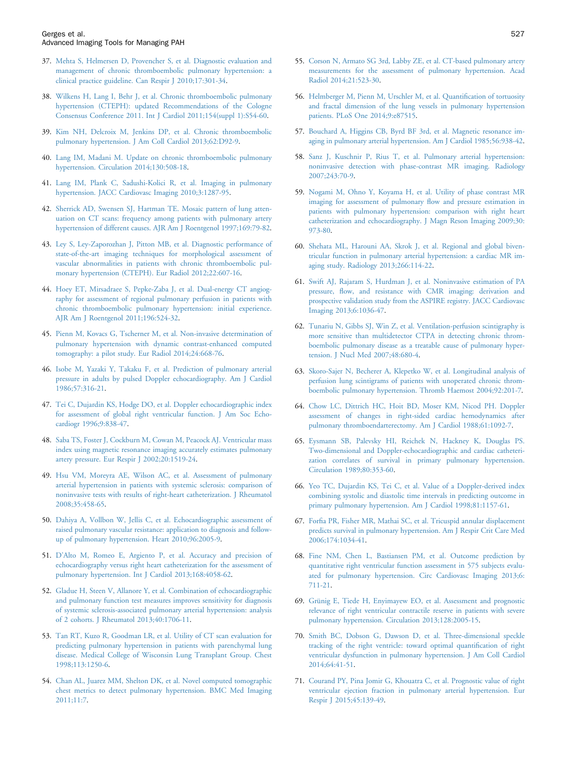37. Mehta S, Helmersen D, Provencher S, et al. Diagnostic evaluation and management of chronic thromboembolic pulmonary hypertension: a clinical practice guideline. Can Respir J 2010;17:301-34.

38. Wilkens H, Lang I, Behr J, et al. Chronic thromboembolic pulmonary hypertension (CTEPH): updated Recommendations of the Cologne Consensus Conference 2011. Int J Cardiol 2011;154(suppl 1):S54-60.

39. Kim NH, Delcroix M, Jenkins DP, et al. Chronic thromboembolic pulmonary hypertension. J Am Coll Cardiol 2013;62:D92-9.

40. Lang IM, Madani M. Update on chronic thromboembolic pulmonary hypertension. Circulation 2014;130:508-18.

41. Lang IM, Plank C, Sadushi-Kolici R, et al. Imaging in pulmonary hypertension. JACC Cardiovasc Imaging 2010;3:1287-95.

42. Sherrick AD, Swensen SJ, Hartman TE. Mosaic pattern of lung attenuation on CT scans: frequency among patients with pulmonary artery hypertension of different causes. AJR Am J Roentgenol 1997;169:79-82.

43. Ley S, Ley-Zaporozhan J, Pitton MB, et al. Diagnostic performance of state-of-the-art imaging techniques for morphological assessment of vascular abnormalities in patients with chronic thromboembolic pulmonary hypertension (CTEPH). Eur Radiol 2012;22:607-16.

44. Hoey ET, Mirsadraee S, Pepke-Zaba J, et al. Dual-energy CT angiography for assessment of regional pulmonary perfusion in patients with chronic thromboembolic pulmonary hypertension: initial experience. AJR Am J Roentgenol 2011;196:524-32.

45. Pienn M, Kovacs G, Tscherner M, et al. Non-invasive determination of pulmonary hypertension with dynamic contrast-enhanced computed tomography: a pilot study. Eur Radiol 2014;24:668-76.

46. Isobe M, Yazaki Y, Takaku F, et al. Prediction of pulmonary arterial pressure in adults by pulsed Doppler echocardiography. Am J Cardiol 1986;57:316-21.

47. Tei C, Dujardin KS, Hodge DO, et al. Doppler echocardiographic index for assessment of global right ventricular function. J Am Soc Echocardiogr 1996;9:838-47.

48. Saba TS, Foster J, Cockburn M, Cowan M, Peacock AJ. Ventricular mass index using magnetic resonance imaging accurately estimates pulmonary artery pressure. Eur Respir J 2002;20:1519-24.

49. Hsu VM, Moreyra AE, Wilson AC, et al. Assessment of pulmonary arterial hypertension in patients with systemic sclerosis: comparison of noninvasive tests with results of right-heart catheterization. J Rheumatol 2008;35:458-65.

50. Dahiya A, Vollbon W, Jellis C, et al. Echocardiographic assessment of raised pulmonary vascular resistance: application to diagnosis and follow-up of pulmonary hypertension. Heart 2010;96:2005-9.

51. D'Alto M, Romeo E, Argiento P, et al. Accuracy and precision of echocardiography versus right heart catheterization for the assessment of pulmonary hypertension. Int J Cardiol 2013;168:4058-62.

52. Gladue H, Steen V, Allanore Y, et al. Combination of echocardiographic and pulmonary function test measures improves sensitivity for diagnosis of systemic sclerosis-associated pulmonary arterial hypertension: analysis of 2 cohorts. J Rheumatol 2013;40:1706-11.

53. Tan RT, Kuzo R, Goodman LR, et al. Utility of CT scan evaluation for predicting pulmonary hypertension in patients with parenchymal lung disease. Medical College of Wisconsin Lung Transplant Group. Chest 1998;113:1250-6.

54. Chan AL, Juarez MM, Shelton DK, et al. Novel computed tomographic chest metrics to detect pulmonary hypertension. BMC Med Imaging 2011;11:7.

55. Corson N, Armato SG 3rd, Labby ZE, et al. CT-based pulmonary artery measurements for the assessment of pulmonary hypertension. Acad Radiol 2014;21:523-30.

56. Helmberger M, Pienn M, Urschler M, et al. Quantification of tortuosity and fractal dimension of the lung vessels in pulmonary hypertension patients. PLoS One 2014;9:e87515.

57. Bouchard A, Higgins CB, Byrd BF 3rd, et al. Magnetic resonance imaging in pulmonary arterial hypertension. Am J Cardiol 1985;56:938-42.

58. Sanz J, Kuschnir P, Rius T, et al. Pulmonary arterial hypertension: noninvasive detection with phase-contrast MR imaging. Radiology 2007;243:70-9.

59. Nogami M, Ohno Y, Koyama H, et al. Utility of phase contrast MR imaging for assessment of pulmonary flow and pressure estimation in patients with pulmonary hypertension: comparison with right heart catheterization and echocardiography. J Magn Reson Imaging 2009;30:973-80.

60. Shehata ML, Harouni AA, Skrok J, et al. Regional and global biventricular function in pulmonary arterial hypertension: a cardiac MR imaging study. Radiology 2013;266:114-22.

61. Swift AJ, Rajaram S, Hurdman J, et al. Noninvasive estimation of PA pressure, flow, and resistance with CMR imaging: derivation and prospective validation study from the ASPIRE registry. JACC Cardiovasc Imaging 2013;6:1036-47.

62. Tunariu N, Gibbs SJ, Win Z, et al. Ventilation-perfusion scintigraphy is more sensitive than multidetector CTPA in detecting chronic thromboembolic pulmonary disease as a treatable cause of pulmonary hypertension. J Nucl Med 2007;48:680-4.

63. Skoro-Sajer N, Becherer A, Klepetko W, et al. Longitudinal analysis of perfusion lung scintigrams of patients with unoperated chronic thromboembolic pulmonary hypertension. Thromb Haemost 2004;92:201-7.

64. Chow LC, Dittrich HC, Hoit BD, Moser KM, Nicod PH. Doppler assessment of changes in right-sided cardiac hemodynamics after pulmonary thromboendarterectomy. Am J Cardiol 1988;61:1092-7.

65. Eysmann SB, Palevsky HI, Reichek N, Hackney K, Douglas PS. Two-dimensional and Doppler-echocardiographic and cardiac catheterization correlates of survival in primary pulmonary hypertension. Circulation 1989;80:353-60.

66. Yeo TC, Dujardin KS, Tei C, et al. Value of a Doppler-derived index combining systolic and diastolic time intervals in predicting outcome in primary pulmonary hypertension. Am J Cardiol 1998;81:1157-61.

67. Forfia PR, Fisher MR, Mathai SC, et al. Tricuspid annular displacement predicts survival in pulmonary hypertension. Am J Respir Crit Care Med 2006;174:1034-41.

68. Fine NM, Chen L, Bastiansen PM, et al. Outcome prediction by quantitative right ventricular function assessment in 575 subjects evaluated for pulmonary hypertension. Circ Cardiovasc Imaging 2013;6:711-21.

69. Grünig E, Tiede H, Enyimayew EO, et al. Assessment and prognostic relevance of right ventricular contractile reserve in patients with severe pulmonary hypertension. Circulation 2013;128:2005-15.

70. Smith BC, Dobson G, Dawson D, et al. Three-dimensional speckle tracking of the right ventricle: toward optimal quantification of right ventricular dysfunction in pulmonary hypertension. J Am Coll Cardiol 2014;64:41-51.

71. Courand PY, Pina Jomir G, Khouatra C, et al. Prognostic value of right ventricular ejection fraction in pulmonary arterial hypertension. Eur Respir J 2015;45:139-49.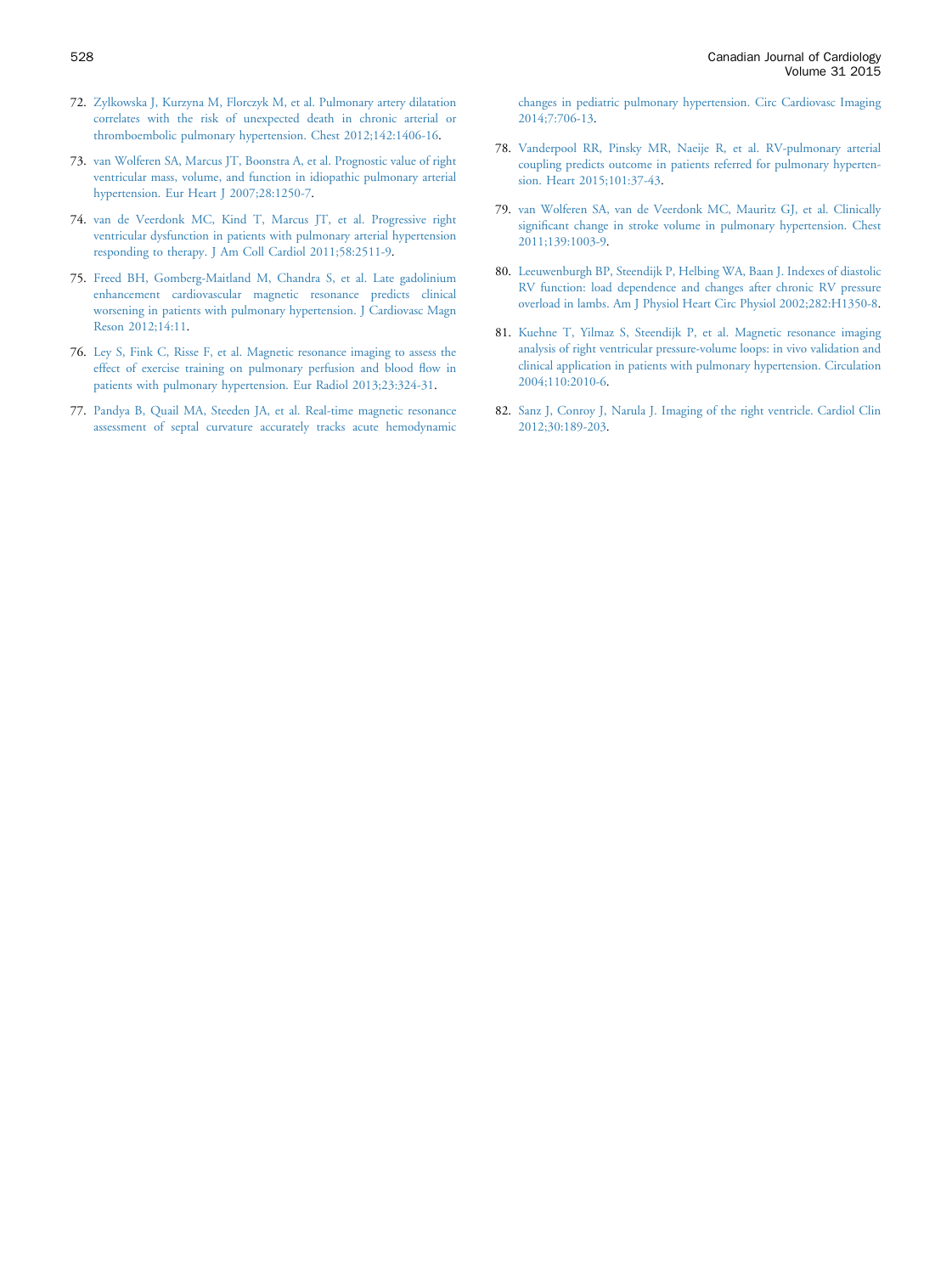72. Zylkowska J, Kurzyna M, Florczyk M, et al. Pulmonary artery dilatation correlates with the risk of unexpected death in chronic arterial or thromboembolic pulmonary hypertension. Chest 2012;142:1406-16.

73. van Wolferen SA, Marcus JT, Boonstra A, et al. Prognostic value of right ventricular mass, volume, and function in idiopathic pulmonary arterial hypertension. Eur Heart J 2007;28:1250-7.

74. van de Veerdonk MC, Kind T, Marcus JT, et al. Progressive right ventricular dysfunction in patients with pulmonary arterial hypertension responding to therapy. J Am Coll Cardiol 2011;58:2511-9.

75. Freed BH, Gomberg-Maitland M, Chandra S, et al. Late gadolinium enhancement cardiovascular magnetic resonance predicts clinical worsening in patients with pulmonary hypertension. J Cardiovasc Magn Reson 2012;14:11.

76. Ley S, Fink C, Risse F, et al. Magnetic resonance imaging to assess the effect of exercise training on pulmonary perfusion and blood flow in patients with pulmonary hypertension. Eur Radiol 2013;23:324-31.

77. Pandya B, Quail MA, Steeden JA, et al. Real-time magnetic resonance assessment of septal curvature accurately tracks acute hemodynamic changes in pediatric pulmonary hypertension. Circ Cardiovasc Imaging 2014;7:706-13.

78. Vanderpool RR, Pinsky MR, Naeije R, et al. RV-pulmonary arterial coupling predicts outcome in patients referred for pulmonary hypertension. Heart 2015;101:37-43.

79. van Wolferen SA, van de Veerdonk MC, Mauritz GJ, et al. Clinically significant change in stroke volume in pulmonary hypertension. Chest 2011;139:1003-9.

80. Leeuwenburgh BP, Steendijk P, Helbing WA, Baan J. Indexes of diastolic RV function: load dependence and changes after chronic RV pressure overload in lambs. Am J Physiol Heart Circ Physiol 2002;282:H1350-8.

81. Kuehne T, Yilmaz S, Steendijk P, et al. Magnetic resonance imaging analysis of right ventricular pressure-volume loops: in vivo validation and clinical application in patients with pulmonary hypertension. Circulation 2004;110:2010-6.

82. Sanz J, Conroy J, Narula J. Imaging of the right ventricle. Cardiol Clin 2012;30:189-203.